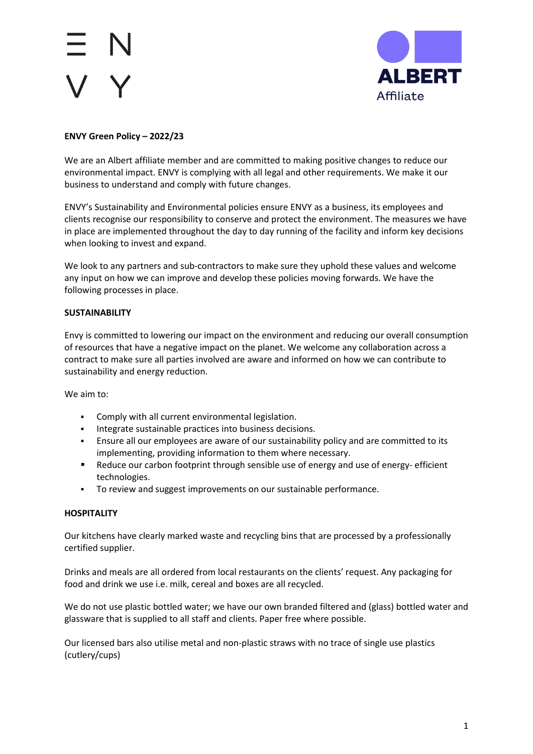ENVY

ALBERT Affiliate

**ENVY Green Policy – 2022/23**

We are an Albert affiliate member and are committed to making positive changes to reduce our environmental impact. ENVY is complying with all legal and other requirements. We make it our business to understand and comply with future changes.

ENVY's Sustainability and Environmental policies ensure ENVY as a business, its employees and clients recognise our responsibility to conserve and protect the environment. The measures we have in place are implemented throughout the day to day running of the facility and inform key decisions when looking to invest and expand.

We look to any partners and sub-contractors to make sure they uphold these values and welcome any input on how we can improve and develop these policies moving forwards. We have the following processes in place.

**SUSTAINABILITY**

Envy is committed to lowering our impact on the environment and reducing our overall consumption of resources that have a negative impact on the planet. We welcome any collaboration across a contract to make sure all parties involved are aware and informed on how we can contribute to sustainability and energy reduction.

We aim to:

- Comply with all current environmental legislation.
- Integrate sustainable practices into business decisions.
- Ensure all our employees are aware of our sustainability policy and are committed to its implementing, providing information to them where necessary.
- Reduce our carbon footprint through sensible use of energy and use of energy- efficient technologies.
- To review and suggest improvements on our sustainable performance.

**HOSPITALITY**

Our kitchens have clearly marked waste and recycling bins that are processed by a professionally certified supplier.

Drinks and meals are all ordered from local restaurants on the clients' request. Any packaging for food and drink we use i.e. milk, cereal and boxes are all recycled.

We do not use plastic bottled water; we have our own branded filtered and (glass) bottled water and glassware that is supplied to all staff and clients. Paper free where possible.

Our licensed bars also utilise metal and non-plastic straws with no trace of single use plastics (cutlery/cups)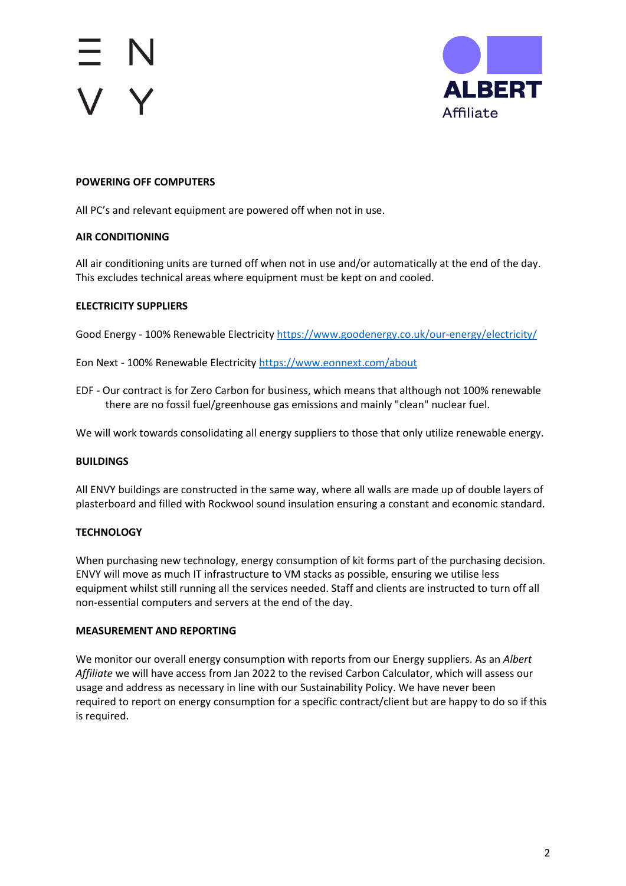**POWERING OFF COMPUTERS**

All PC's and relevant equipment are powered off when not in use.

**AIR CONDITIONING**

All air conditioning units are turned off when not in use and/or automatically at the end of the day. This excludes technical areas where equipment must be kept on and cooled.

**ELECTRICITY SUPPLIERS**

Good Energy - 100% Renewable Electricity [https://www.goodenergy.co.uk/our-energy/electricity/](https://www.goodenergy.co.uk/our-energy/electricity/)

Eon Next - 100% Renewable Electricity [https://www.eonnext.com/about](https://www.eonnext.com/about)

EDF - Our contract is for Zero Carbon for business, which means that although not 100% renewable there are no fossil fuel/greenhouse gas emissions and mainly "clean" nuclear fuel.

We will work towards consolidating all energy suppliers to those that only utilize renewable energy.

**BUILDINGS**

All ENVY buildings are constructed in the same way, where all walls are made up of double layers of plasterboard and filled with Rockwool sound insulation ensuring a constant and economic standard.

**TECHNOLOGY**

When purchasing new technology, energy consumption of kit forms part of the purchasing decision. ENVY will move as much IT infrastructure to VM stacks as possible, ensuring we utilise less equipment whilst still running all the services needed. Staff and clients are instructed to turn off all non-essential computers and servers at the end of the day.

**MEASUREMENT AND REPORTING**

We monitor our overall energy consumption with reports from our Energy suppliers. As an *Albert Affiliate* we will have access from Jan 2022 to the revised Carbon Calculator, which will assess our usage and address as necessary in line with our Sustainability Policy. We have never been required to report on energy consumption for a specific contract/client but are happy to do so if this is required.